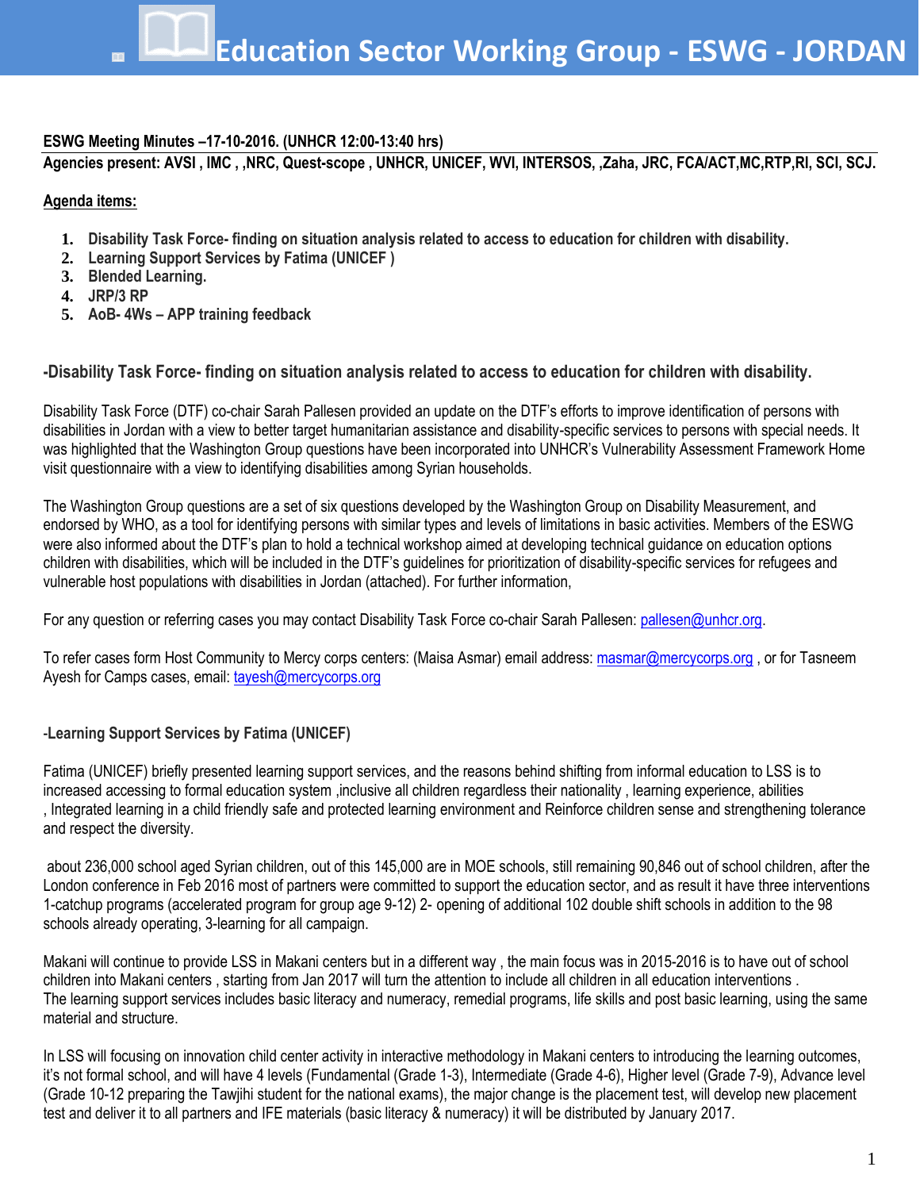# Education Sector Working Group - ESWG - JORDAN

**ESWG Meeting Minutes –17-10-2016. (UNHCR 12:00-13:40 hrs)**

**Agencies present: AVSI , IMC , ,NRC, Quest-scope , UNHCR, UNICEF, WVI, INTERSOS, ,Zaha, JRC, FCA/ACT,MC,RTP,RI, SCI, SCJ.**

**Agenda items:**

1. **Disability Task Force- finding on situation analysis related to access to education for children with disability.**
2. **Learning Support Services by Fatima (UNICEF )**
3. **Blended Learning.**
4. **JRP/3 RP**
5. **AoB- 4Ws – APP training feedback**

## -Disability Task Force- finding on situation analysis related to access to education for children with disability.

Disability Task Force (DTF) co-chair Sarah Pallesen provided an update on the DTF's efforts to improve identification of persons with disabilities in Jordan with a view to better target humanitarian assistance and disability-specific services to persons with special needs. It was highlighted that the Washington Group questions have been incorporated into UNHCR's Vulnerability Assessment Framework Home visit questionnaire with a view to identifying disabilities among Syrian households.

The Washington Group questions are a set of six questions developed by the Washington Group on Disability Measurement, and endorsed by WHO, as a tool for identifying persons with similar types and levels of limitations in basic activities. Members of the ESWG were also informed about the DTF's plan to hold a technical workshop aimed at developing technical guidance on education options children with disabilities, which will be included in the DTF's guidelines for prioritization of disability-specific services for refugees and vulnerable host populations with disabilities in Jordan (attached). For further information,

For any question or referring cases you may contact Disability Task Force co-chair Sarah Pallesen: pallesen@unhcr.org.

To refer cases form Host Community to Mercy corps centers: (Maisa Asmar) email address: masmar@mercycorps.org , or for Tasneem Ayesh for Camps cases, email: tayesh@mercycorps.org

## -Learning Support Services by Fatima (UNICEF)

Fatima (UNICEF) briefly presented learning support services, and the reasons behind shifting from informal education to LSS is to increased accessing to formal education system ,inclusive all children regardless their nationality , learning experience, abilities , Integrated learning in a child friendly safe and protected learning environment and Reinforce children sense and strengthening tolerance and respect the diversity.

about 236,000 school aged Syrian children, out of this 145,000 are in MOE schools, still remaining 90,846 out of school children, after the London conference in Feb 2016 most of partners were committed to support the education sector, and as result it have three interventions 1-catchup programs (accelerated program for group age 9-12) 2- opening of additional 102 double shift schools in addition to the 98 schools already operating, 3-learning for all campaign.

Makani will continue to provide LSS in Makani centers but in a different way , the main focus was in 2015-2016 is to have out of school children into Makani centers , starting from Jan 2017 will turn the attention to include all children in all education interventions .
The learning support services includes basic literacy and numeracy, remedial programs, life skills and post basic learning, using the same material and structure.

In LSS will focusing on innovation child center activity in interactive methodology in Makani centers to introducing the learning outcomes, it's not formal school, and will have 4 levels (Fundamental (Grade 1-3), Intermediate (Grade 4-6), Higher level (Grade 7-9), Advance level (Grade 10-12 preparing the Tawjihi student for the national exams), the major change is the placement test, will develop new placement test and deliver it to all partners and IFE materials (basic literacy & numeracy) it will be distributed by January 2017.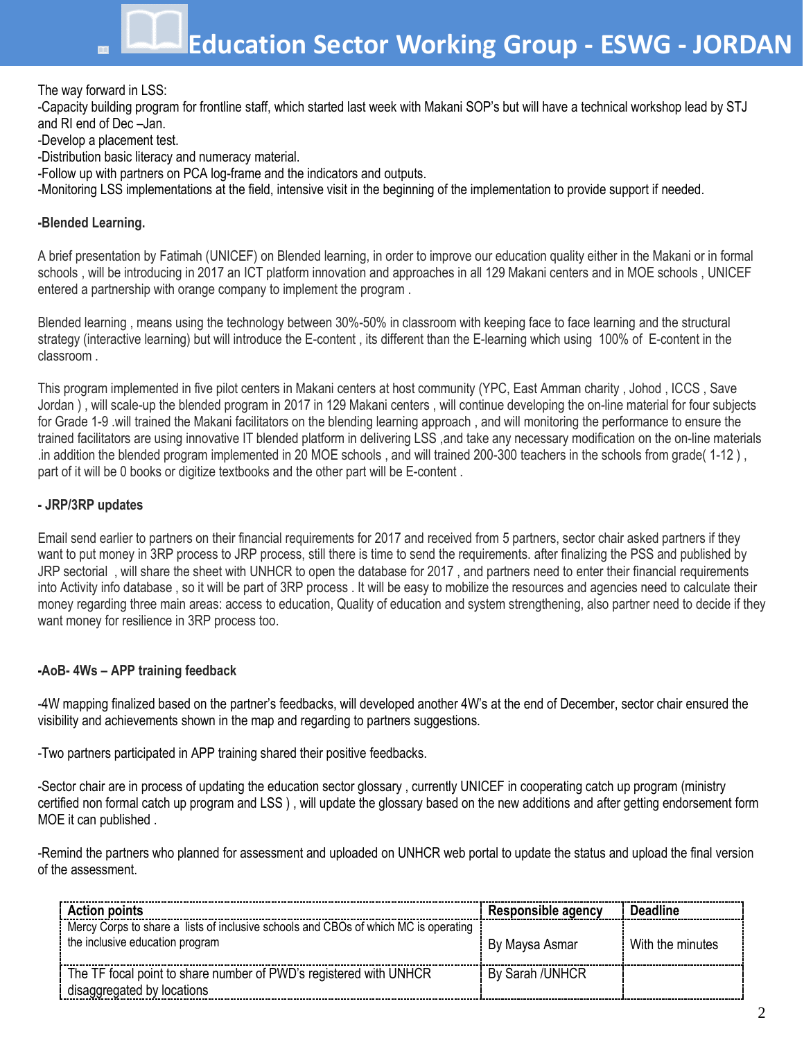The way forward in LSS:

-Capacity building program for frontline staff, which started last week with Makani SOP's but will have a technical workshop lead by STJ and RI end of Dec –Jan.

-Develop a placement test.

-Distribution basic literacy and numeracy material.

-Follow up with partners on PCA log-frame and the indicators and outputs.

-Monitoring LSS implementations at the field, intensive visit in the beginning of the implementation to provide support if needed.

**-Blended Learning.**

A brief presentation by Fatimah (UNICEF) on Blended learning, in order to improve our education quality either in the Makani or in formal schools , will be introducing in 2017 an ICT platform innovation and approaches in all 129 Makani centers and in MOE schools , UNICEF entered a partnership with orange company to implement the program .

Blended learning , means using the technology between 30%-50% in classroom with keeping face to face learning and the structural strategy (interactive learning) but will introduce the E-content , its different than the E-learning which using 100% of E-content in the classroom .

This program implemented in five pilot centers in Makani centers at host community (YPC, East Amman charity , Johod , ICCS , Save Jordan ) , will scale-up the blended program in 2017 in 129 Makani centers , will continue developing the on-line material for four subjects for Grade 1-9 .will trained the Makani facilitators on the blending learning approach , and will monitoring the performance to ensure the trained facilitators are using innovative IT blended platform in delivering LSS ,and take any necessary modification on the on-line materials .in addition the blended program implemented in 20 MOE schools , and will trained 200-300 teachers in the schools from grade( 1-12 ) , part of it will be 0 books or digitize textbooks and the other part will be E-content .

**- JRP/3RP updates**

Email send earlier to partners on their financial requirements for 2017 and received from 5 partners, sector chair asked partners if they want to put money in 3RP process to JRP process, still there is time to send the requirements. after finalizing the PSS and published by JRP sectorial , will share the sheet with UNHCR to open the database for 2017 , and partners need to enter their financial requirements into Activity info database , so it will be part of 3RP process . It will be easy to mobilize the resources and agencies need to calculate their money regarding three main areas: access to education, Quality of education and system strengthening, also partner need to decide if they want money for resilience in 3RP process too.

**-AoB- 4Ws – APP training feedback**

-4W mapping finalized based on the partner's feedbacks, will developed another 4W's at the end of December, sector chair ensured the visibility and achievements shown in the map and regarding to partners suggestions.

-Two partners participated in APP training shared their positive feedbacks.

-Sector chair are in process of updating the education sector glossary , currently UNICEF in cooperating catch up program (ministry certified non formal catch up program and LSS ) , will update the glossary based on the new additions and after getting endorsement form MOE it can published .

-Remind the partners who planned for assessment and uploaded on UNHCR web portal to update the status and upload the final version of the assessment.

| Action points | Responsible agency | Deadline |
|---|---|---|
| Mercy Corps to share a lists of inclusive schools and CBOs of which MC is operating the inclusive education program | By Maysa Asmar | With the minutes |
| The TF focal point to share number of PWD's registered with UNHCR disaggregated by locations | By Sarah /UNHCR | |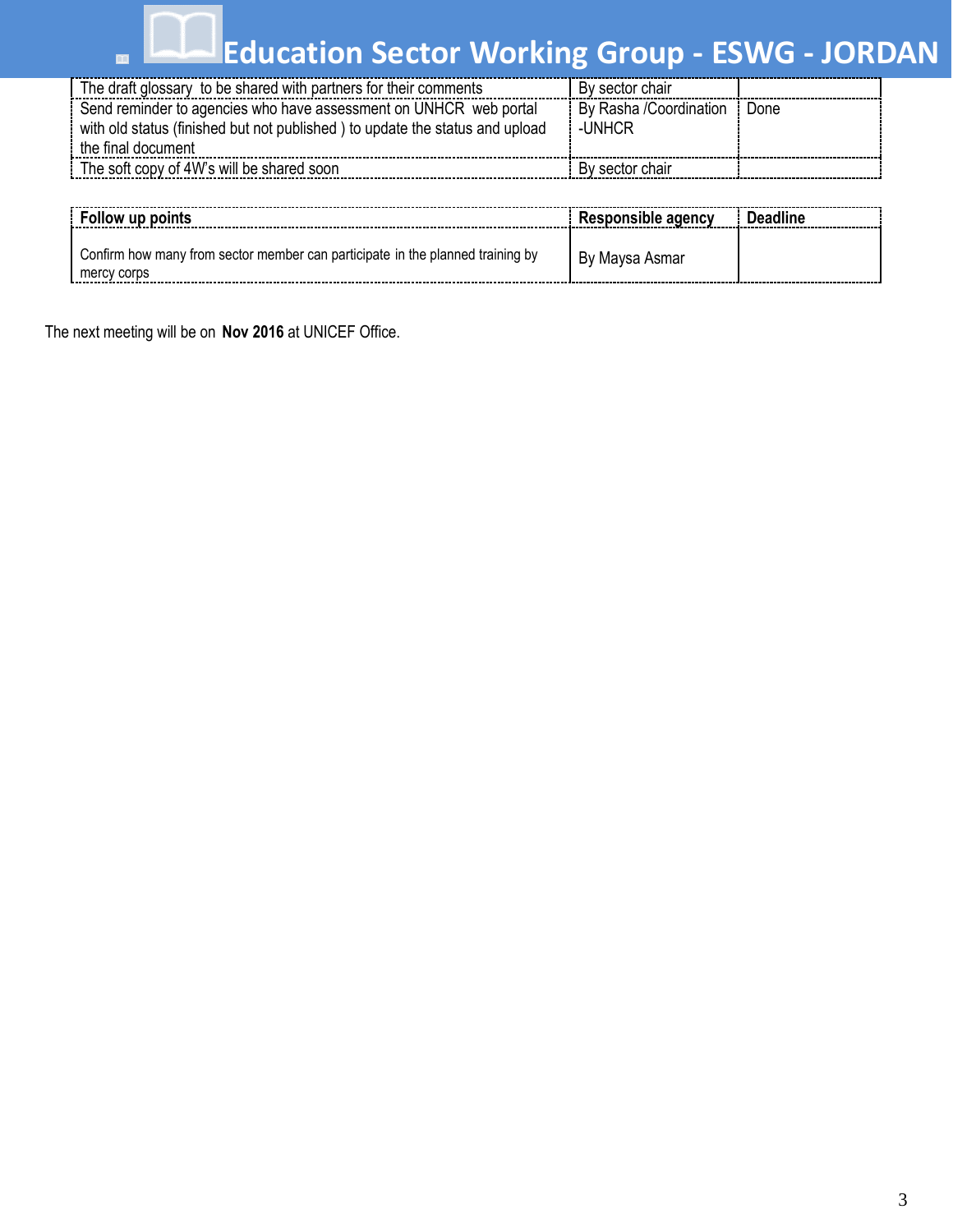| | | |
|---|---|---|
| The draft glossary to be shared with partners for their comments | By sector chair | |
| Send reminder to agencies who have assessment on UNHCR web portal with old status (finished but not published ) to update the status and upload the final document | By Rasha /Coordination -UNHCR | Done |
| The soft copy of 4W's will be shared soon | By sector chair | |

| **Follow up points** | **Responsible agency** | **Deadline** |
|---|---|---|
| Confirm how many from sector member can participate in the planned training by mercy corps | By Maysa Asmar | |

The next meeting will be on **Nov 2016** at UNICEF Office.